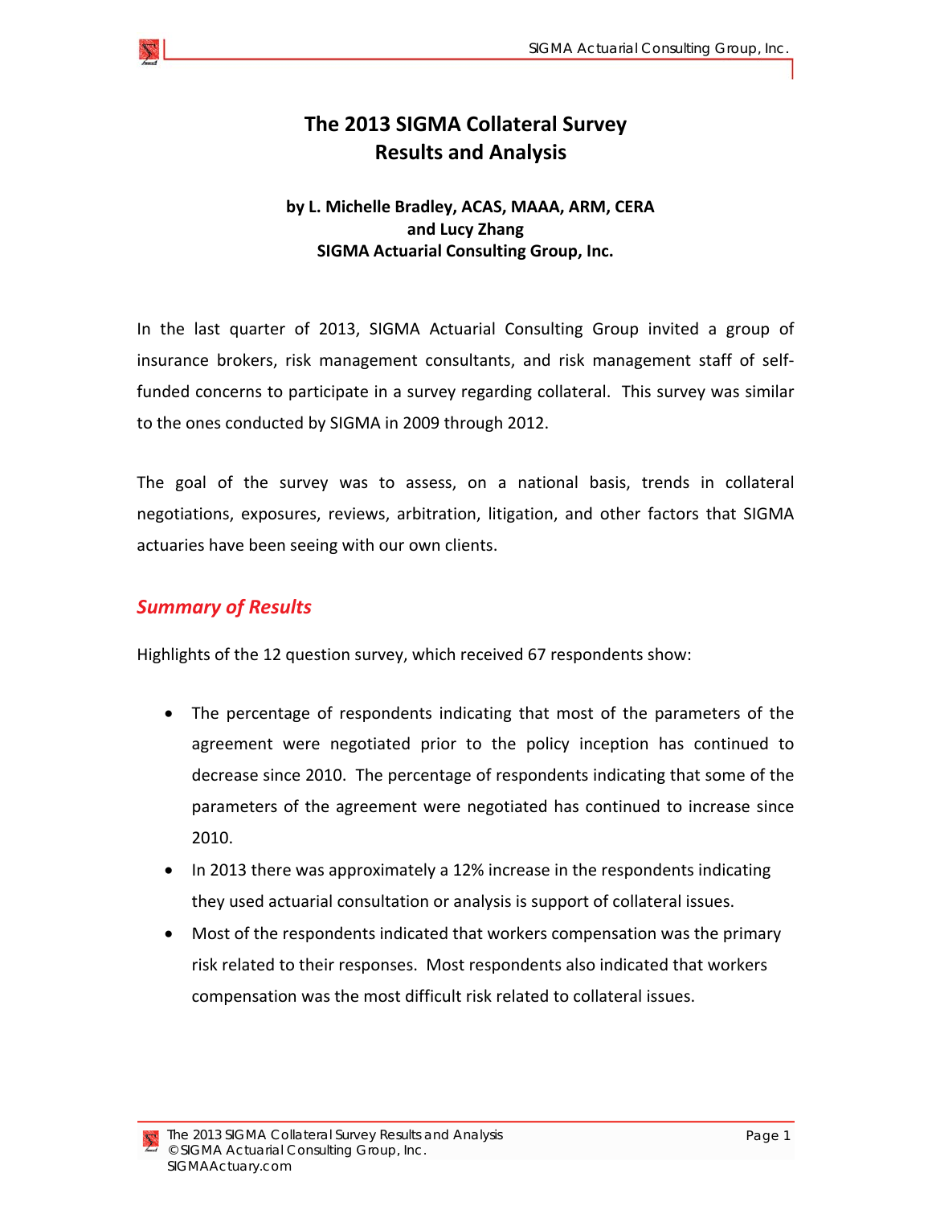# The 2013 SIGMA Collateral Survey Results and Analysis

**by L. Michelle Bradley, ACAS, MAAA, ARM, CERA**
**and Lucy Zhang**
**SIGMA Actuarial Consulting Group, Inc.**

In the last quarter of 2013, SIGMA Actuarial Consulting Group invited a group of insurance brokers, risk management consultants, and risk management staff of self-funded concerns to participate in a survey regarding collateral. This survey was similar to the ones conducted by SIGMA in 2009 through 2012.

The goal of the survey was to assess, on a national basis, trends in collateral negotiations, exposures, reviews, arbitration, litigation, and other factors that SIGMA actuaries have been seeing with our own clients.

## *Summary of Results*

Highlights of the 12 question survey, which received 67 respondents show:

- The percentage of respondents indicating that most of the parameters of the agreement were negotiated prior to the policy inception has continued to decrease since 2010. The percentage of respondents indicating that some of the parameters of the agreement were negotiated has continued to increase since 2010.
- In 2013 there was approximately a 12% increase in the respondents indicating they used actuarial consultation or analysis is support of collateral issues.
- Most of the respondents indicated that workers compensation was the primary risk related to their responses. Most respondents also indicated that workers compensation was the most difficult risk related to collateral issues.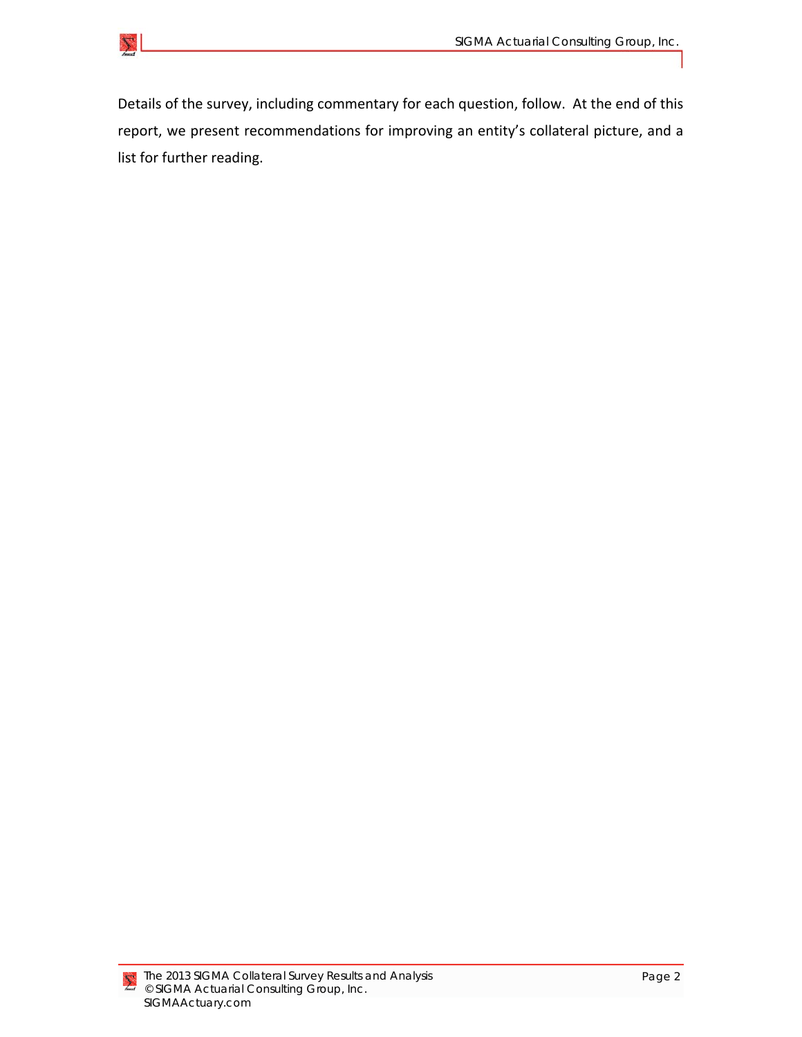Details of the survey, including commentary for each question, follow. At the end of this report, we present recommendations for improving an entity's collateral picture, and a list for further reading.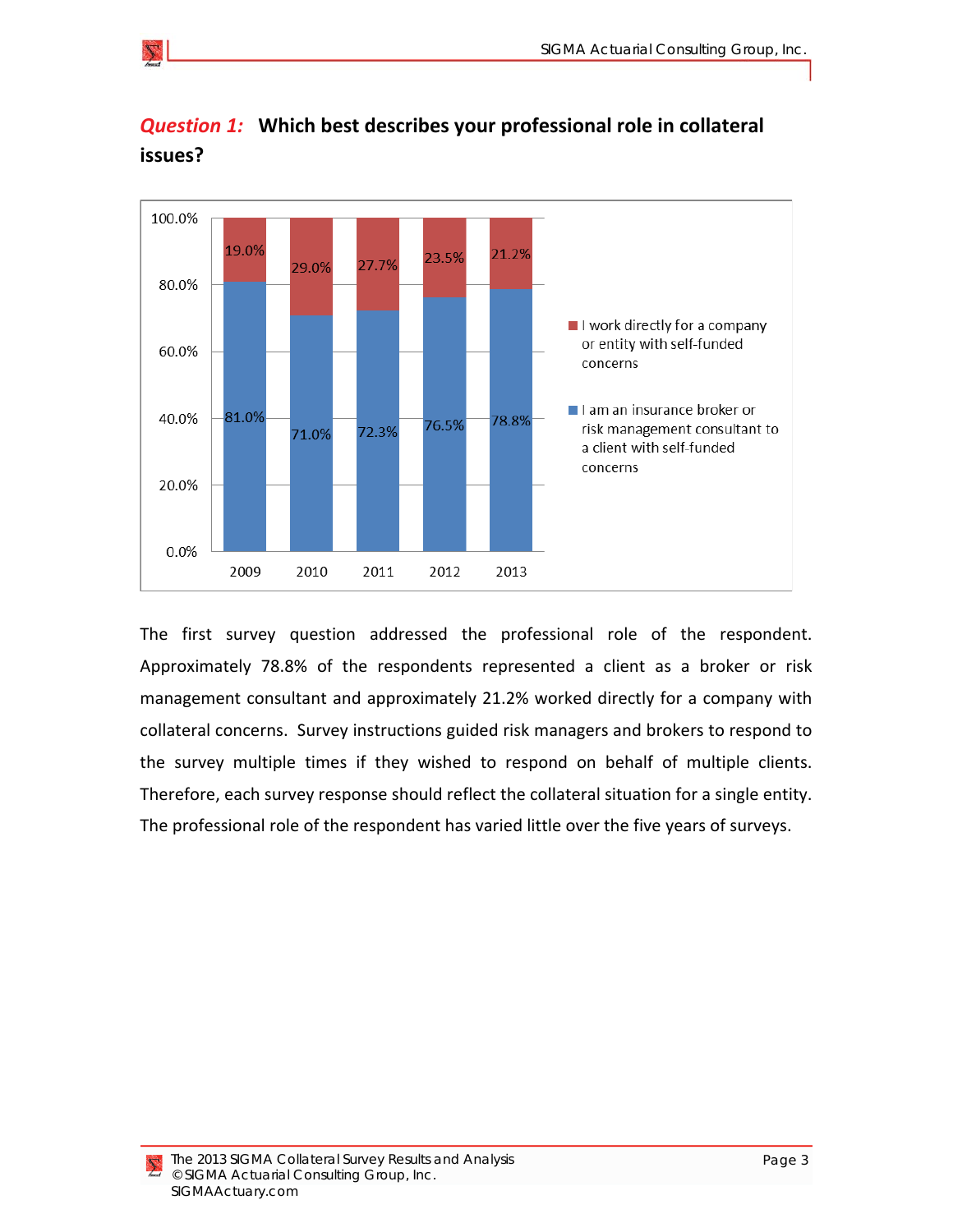## *Question 1:* Which best describes your professional role in collateral issues?

| Year | I work directly for a company or entity with self-funded concerns | I am an insurance broker or risk management consultant to a client with self-funded concerns |
|---|---|---|
| 2009 | 19.0% | 81.0% |
| 2010 | 29.0% | 71.0% |
| 2011 | 27.7% | 72.3% |
| 2012 | 23.5% | 76.5% |
| 2013 | 21.2% | 78.8% |

The first survey question addressed the professional role of the respondent. Approximately 78.8% of the respondents represented a client as a broker or risk management consultant and approximately 21.2% worked directly for a company with collateral concerns. Survey instructions guided risk managers and brokers to respond to the survey multiple times if they wished to respond on behalf of multiple clients. Therefore, each survey response should reflect the collateral situation for a single entity. The professional role of the respondent has varied little over the five years of surveys.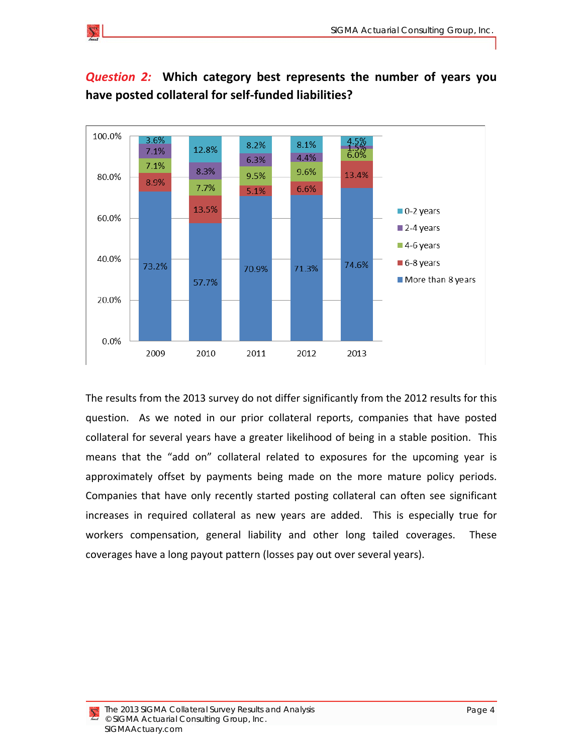***Question 2:*** **Which category best represents the number of years you have posted collateral for self-funded liabilities?**

| | 2009 | 2010 | 2011 | 2012 | 2013 |
|---|---|---|---|---|---|
| 0-2 years | 3.6% | 12.8% | 8.2% | 8.1% | 4.5% |
| 2-4 years | 7.1% | 8.3% | 6.3% | 4.4% | 1.5% |
| 4-6 years | 7.1% | 7.7% | 9.5% | 9.6% | 6.0% |
| 6-8 years | 8.9% | 13.5% | 5.1% | 6.6% | 13.4% |
| More than 8 years | 73.2% | 57.7% | 70.9% | 71.3% | 74.6% |

The results from the 2013 survey do not differ significantly from the 2012 results for this question. As we noted in our prior collateral reports, companies that have posted collateral for several years have a greater likelihood of being in a stable position. This means that the "add on" collateral related to exposures for the upcoming year is approximately offset by payments being made on the more mature policy periods. Companies that have only recently started posting collateral can often see significant increases in required collateral as new years are added. This is especially true for workers compensation, general liability and other long tailed coverages. These coverages have a long payout pattern (losses pay out over several years).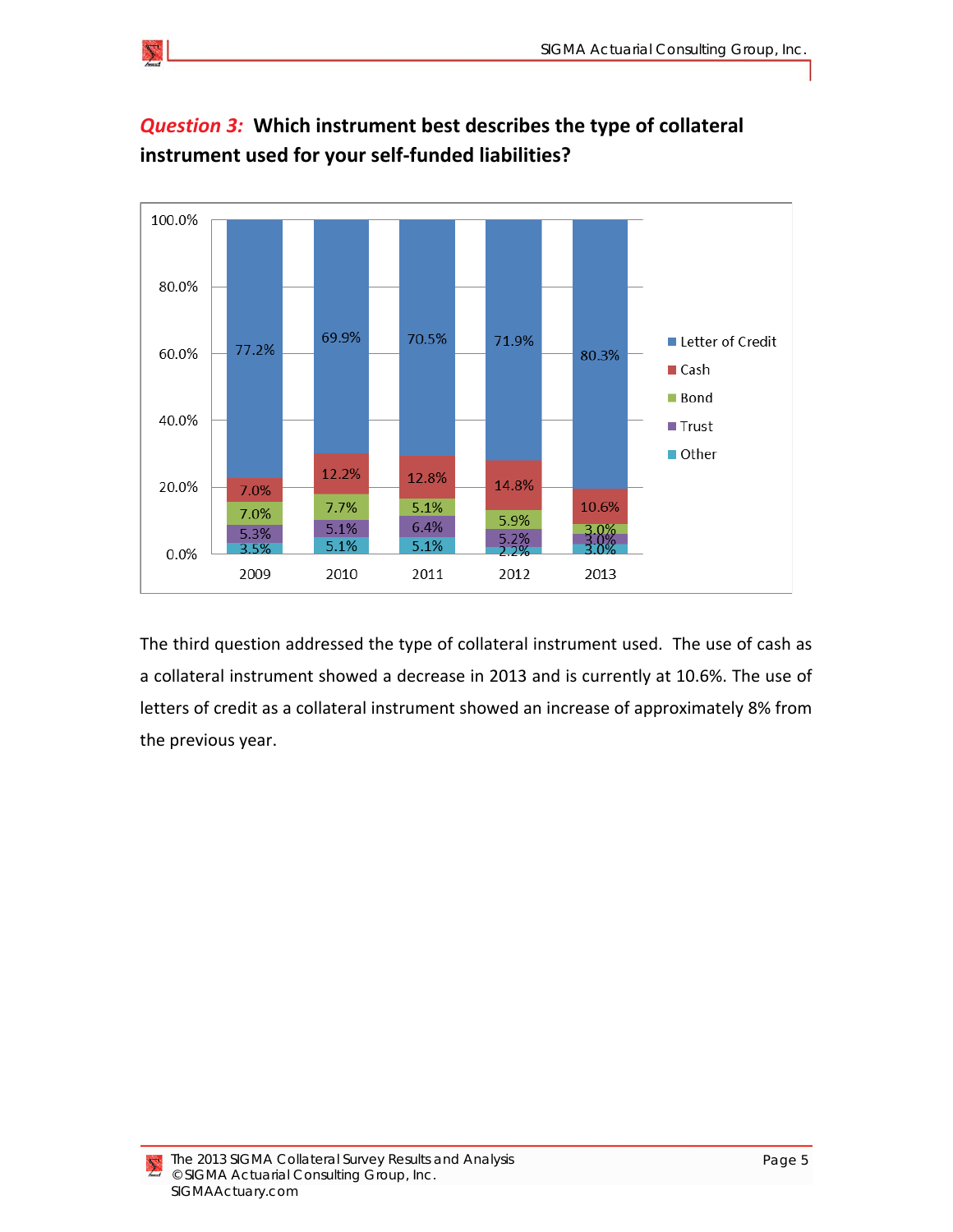## *Question 3:* Which instrument best describes the type of collateral instrument used for your self-funded liabilities?

| | 2009 | 2010 | 2011 | 2012 | 2013 |
|---|---|---|---|---|---|
| Letter of Credit | 77.2% | 69.9% | 70.5% | 71.9% | 80.3% |
| Cash | 7.0% | 12.2% | 12.8% | 14.8% | 10.6% |
| Bond | 7.0% | 7.7% | 5.1% | 5.9% | 3.0% |
| Trust | 5.3% | 5.1% | 6.4% | 5.2% | 3.0% |
| Other | 3.5% | 5.1% | 5.1% | 2.2% | 3.0% |

The third question addressed the type of collateral instrument used. The use of cash as a collateral instrument showed a decrease in 2013 and is currently at 10.6%. The use of letters of credit as a collateral instrument showed an increase of approximately 8% from the previous year.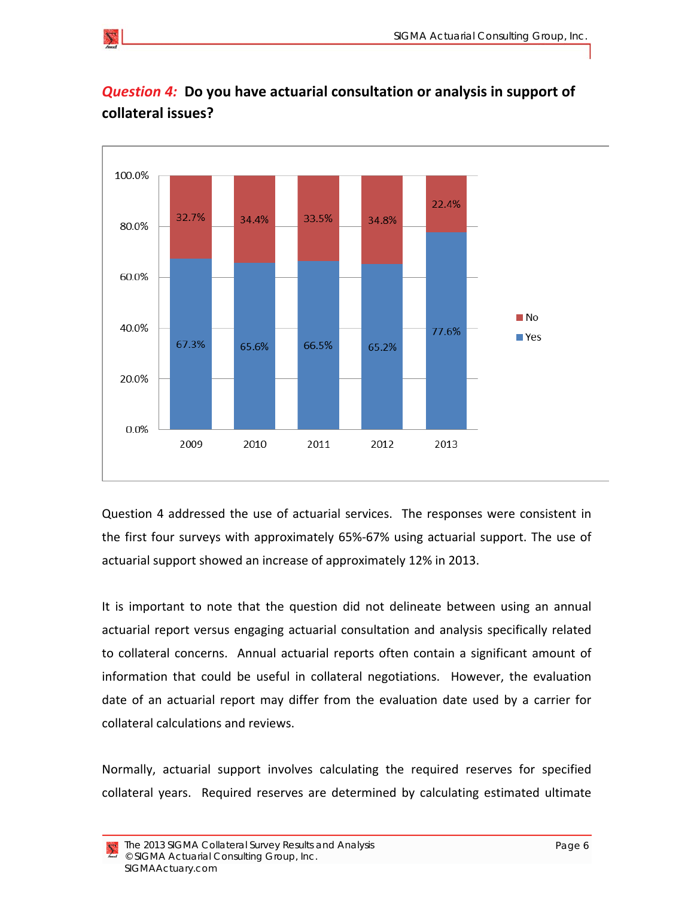***Question 4:*** **Do you have actuarial consultation or analysis in support of collateral issues?**

| | 2009 | 2010 | 2011 | 2012 | 2013 |
|---|---|---|---|---|---|
| No | 32.7% | 34.4% | 33.5% | 34.8% | 22.4% |
| Yes | 67.3% | 65.6% | 66.5% | 65.2% | 77.6% |

Question 4 addressed the use of actuarial services. The responses were consistent in the first four surveys with approximately 65%-67% using actuarial support. The use of actuarial support showed an increase of approximately 12% in 2013.

It is important to note that the question did not delineate between using an annual actuarial report versus engaging actuarial consultation and analysis specifically related to collateral concerns. Annual actuarial reports often contain a significant amount of information that could be useful in collateral negotiations. However, the evaluation date of an actuarial report may differ from the evaluation date used by a carrier for collateral calculations and reviews.

Normally, actuarial support involves calculating the required reserves for specified collateral years. Required reserves are determined by calculating estimated ultimate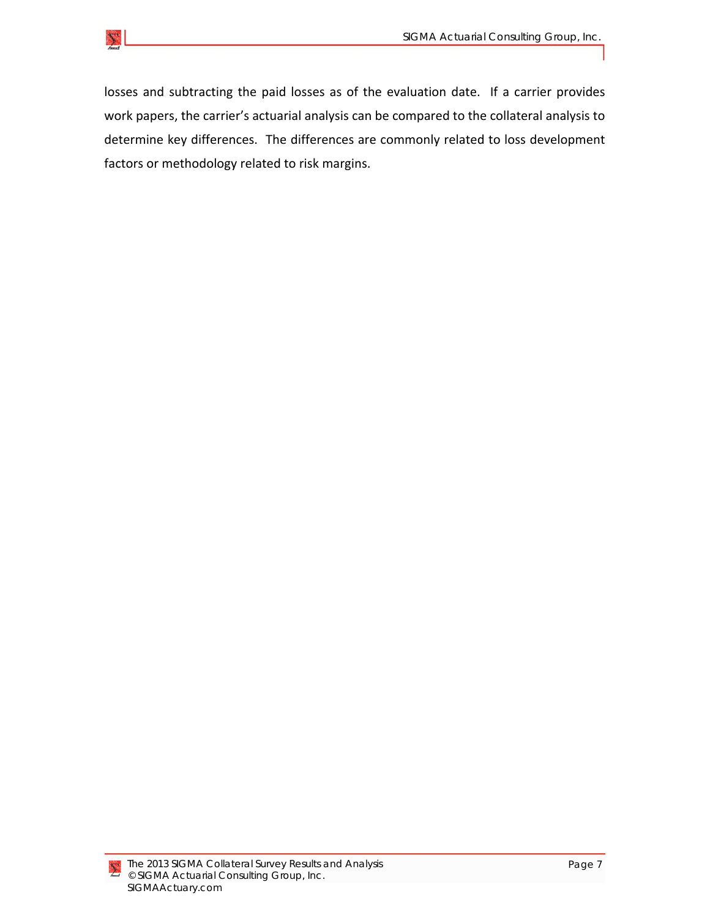losses and subtracting the paid losses as of the evaluation date. If a carrier provides work papers, the carrier's actuarial analysis can be compared to the collateral analysis to determine key differences. The differences are commonly related to loss development factors or methodology related to risk margins.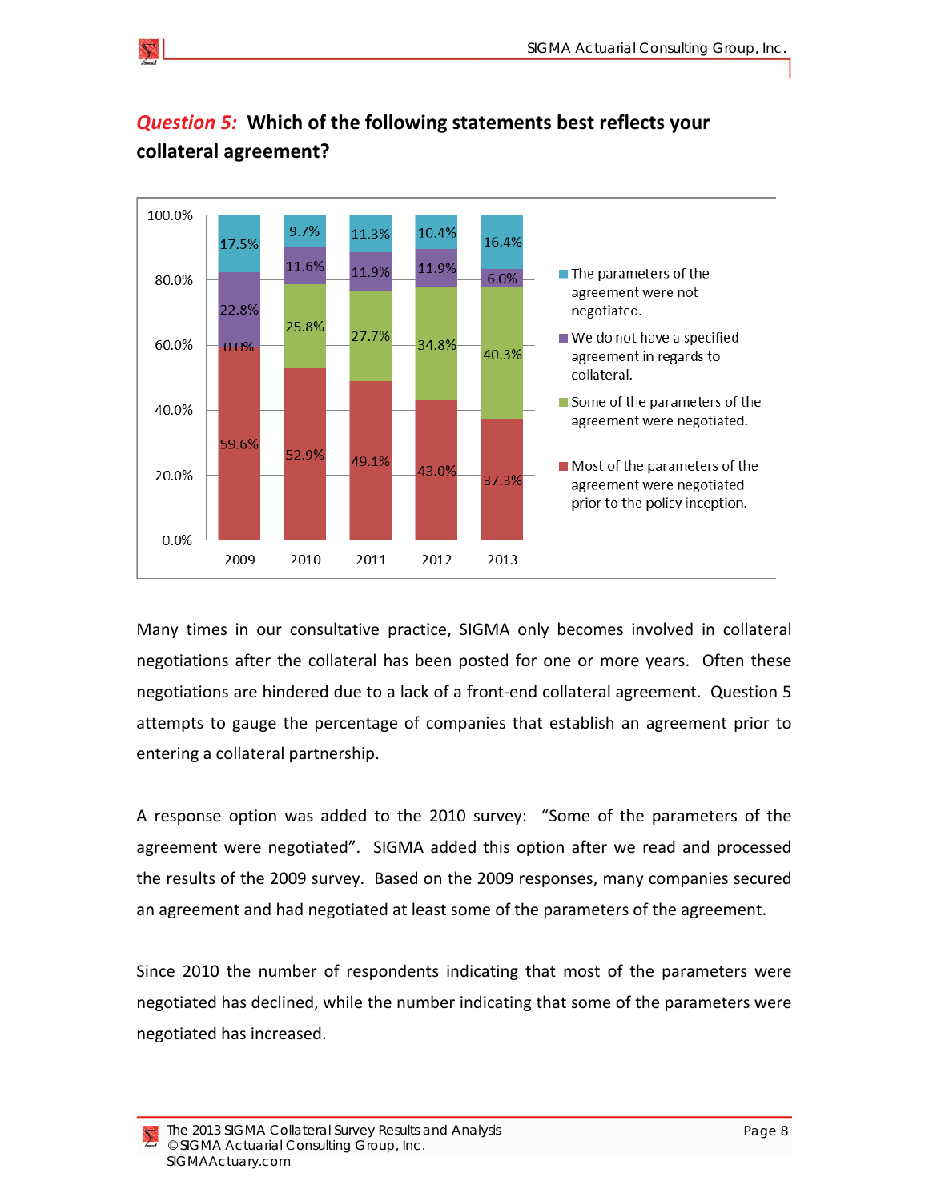## *Question 5:* Which of the following statements best reflects your collateral agreement?

| | 2009 | 2010 | 2011 | 2012 | 2013 |
|---|---|---|---|---|---|
| The parameters of the agreement were not negotiated. | 17.5% | 9.7% | 11.3% | 10.4% | 16.4% |
| We do not have a specified agreement in regards to collateral. | 22.8% | 11.6% | 11.9% | 11.9% | 6.0% |
| Some of the parameters of the agreement were negotiated. | 0.0% | 25.8% | 27.7% | 34.8% | 40.3% |
| Most of the parameters of the agreement were negotiated prior to the policy inception. | 59.6% | 52.9% | 49.1% | 43.0% | 37.3% |

Many times in our consultative practice, SIGMA only becomes involved in collateral negotiations after the collateral has been posted for one or more years. Often these negotiations are hindered due to a lack of a front-end collateral agreement. Question 5 attempts to gauge the percentage of companies that establish an agreement prior to entering a collateral partnership.

A response option was added to the 2010 survey: "Some of the parameters of the agreement were negotiated". SIGMA added this option after we read and processed the results of the 2009 survey. Based on the 2009 responses, many companies secured an agreement and had negotiated at least some of the parameters of the agreement.

Since 2010 the number of respondents indicating that most of the parameters were negotiated has declined, while the number indicating that some of the parameters were negotiated has increased.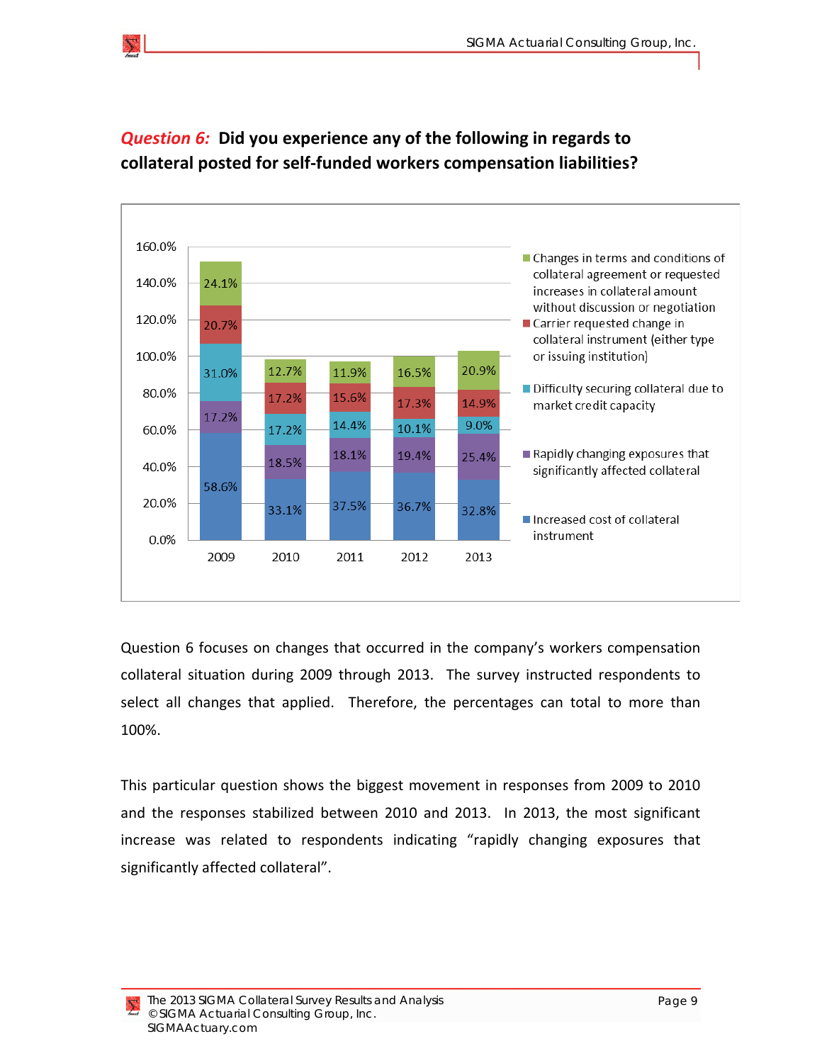## *Question 6:* Did you experience any of the following in regards to collateral posted for self-funded workers compensation liabilities?

| | 2009 | 2010 | 2011 | 2012 | 2013 |
|---|---|---|---|---|---|
| Changes in terms and conditions of collateral agreement or requested increases in collateral amount without discussion or negotiation | 24.1% | 12.7% | 11.9% | 16.5% | 20.9% |
| Carrier requested change in collateral instrument (either type or issuing institution) | 20.7% | 17.2% | 15.6% | 17.3% | 14.9% |
| Difficulty securing collateral due to market credit capacity | 31.0% | 17.2% | 14.4% | 10.1% | 9.0% |
| Rapidly changing exposures that significantly affected collateral | 17.2% | 18.5% | 18.1% | 19.4% | 25.4% |
| Increased cost of collateral instrument | 58.6% | 33.1% | 37.5% | 36.7% | 32.8% |

Question 6 focuses on changes that occurred in the company's workers compensation collateral situation during 2009 through 2013. The survey instructed respondents to select all changes that applied. Therefore, the percentages can total to more than 100%.

This particular question shows the biggest movement in responses from 2009 to 2010 and the responses stabilized between 2010 and 2013. In 2013, the most significant increase was related to respondents indicating "rapidly changing exposures that significantly affected collateral".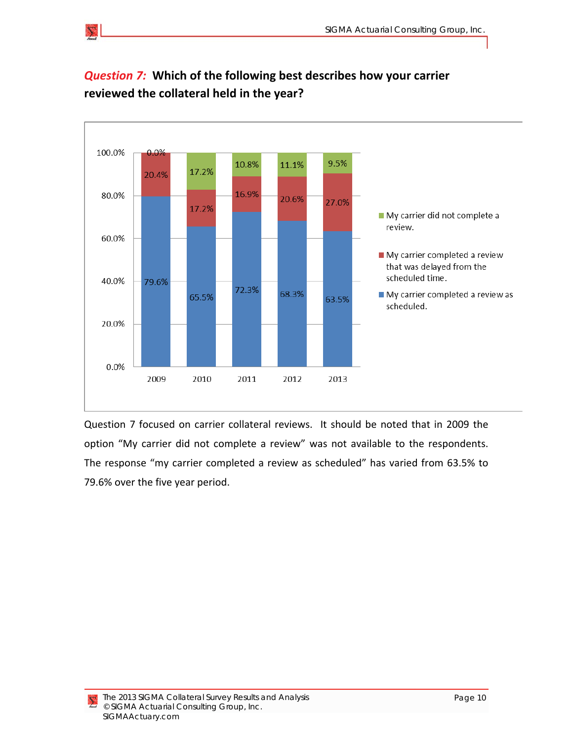## *Question 7:* Which of the following best describes how your carrier reviewed the collateral held in the year?

| | 2009 | 2010 | 2011 | 2012 | 2013 |
|---|---|---|---|---|---|
| My carrier did not complete a review. | 0.0% | 17.2% | 10.8% | 11.1% | 9.5% |
| My carrier completed a review that was delayed from the scheduled time. | 20.4% | 17.2% | 16.9% | 20.6% | 27.0% |
| My carrier completed a review as scheduled. | 79.6% | 65.5% | 72.3% | 68.3% | 63.5% |

Question 7 focused on carrier collateral reviews. It should be noted that in 2009 the option "My carrier did not complete a review" was not available to the respondents. The response "my carrier completed a review as scheduled" has varied from 63.5% to 79.6% over the five year period.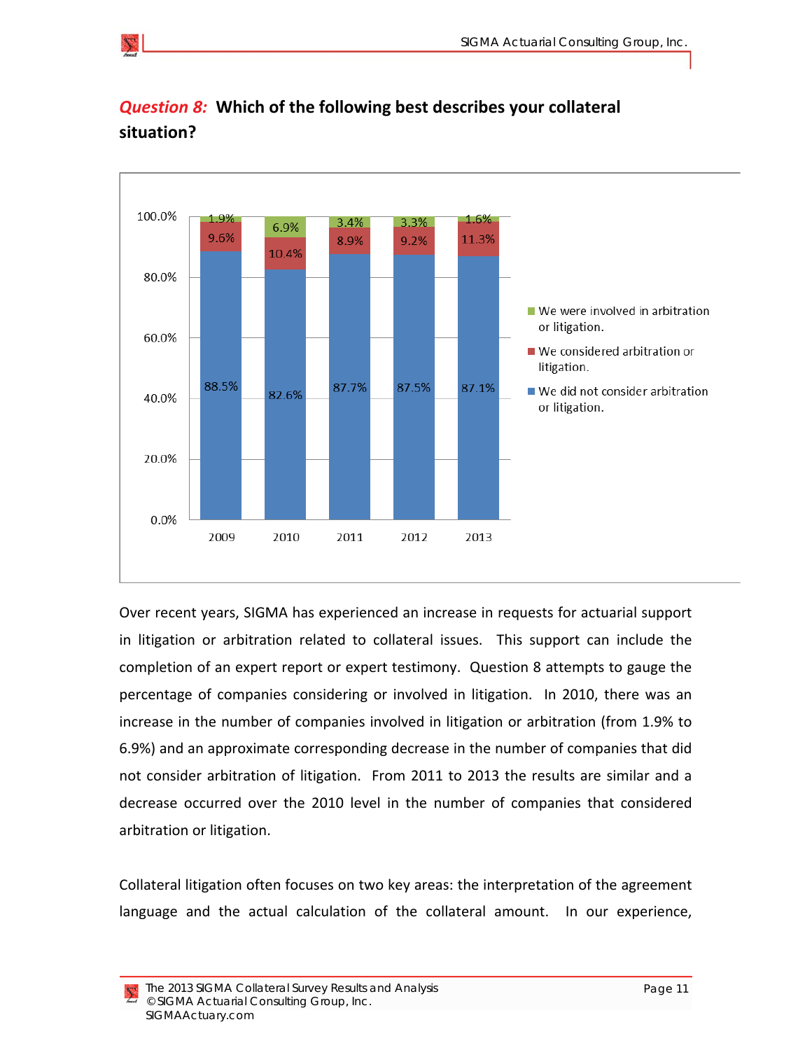## *Question 8:* Which of the following best describes your collateral situation?

| | 2009 | 2010 | 2011 | 2012 | 2013 |
|---|---|---|---|---|---|
| We were involved in arbitration or litigation. | 1.9% | 6.9% | 3.4% | 3.3% | 1.6% |
| We considered arbitration or litigation. | 9.6% | 10.4% | 8.9% | 9.2% | 11.3% |
| We did not consider arbitration or litigation. | 88.5% | 82.6% | 87.7% | 87.5% | 87.1% |

Over recent years, SIGMA has experienced an increase in requests for actuarial support in litigation or arbitration related to collateral issues. This support can include the completion of an expert report or expert testimony. Question 8 attempts to gauge the percentage of companies considering or involved in litigation. In 2010, there was an increase in the number of companies involved in litigation or arbitration (from 1.9% to 6.9%) and an approximate corresponding decrease in the number of companies that did not consider arbitration of litigation. From 2011 to 2013 the results are similar and a decrease occurred over the 2010 level in the number of companies that considered arbitration or litigation.

Collateral litigation often focuses on two key areas: the interpretation of the agreement language and the actual calculation of the collateral amount. In our experience,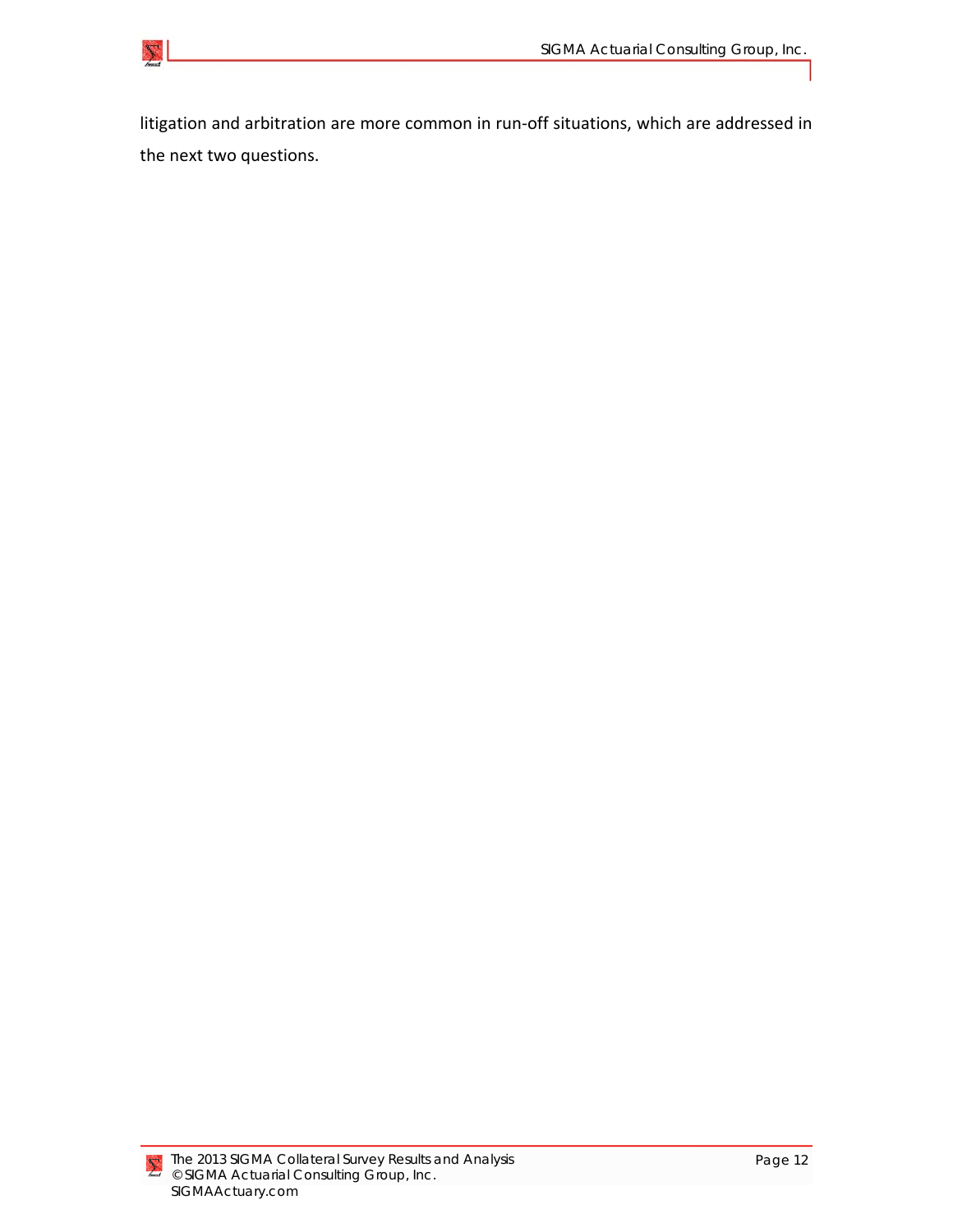litigation and arbitration are more common in run-off situations, which are addressed in the next two questions.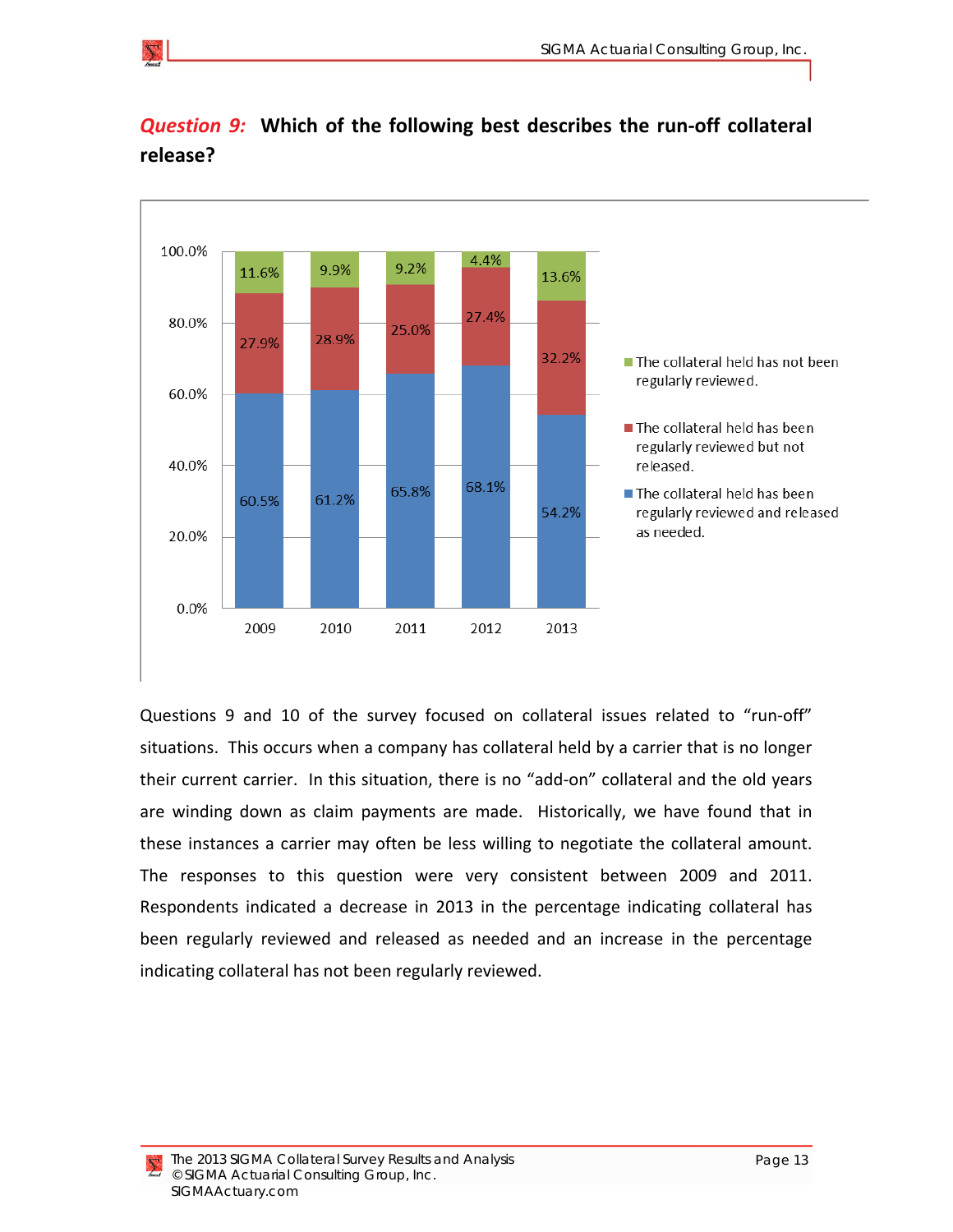## *Question 9:* Which of the following best describes the run-off collateral release?

| | 2009 | 2010 | 2011 | 2012 | 2013 |
|---|---|---|---|---|---|
| The collateral held has not been regularly reviewed. | 11.6% | 9.9% | 9.2% | 4.4% | 13.6% |
| The collateral held has been regularly reviewed but not released. | 27.9% | 28.9% | 25.0% | 27.4% | 32.2% |
| The collateral held has been regularly reviewed and released as needed. | 60.5% | 61.2% | 65.8% | 68.1% | 54.2% |

Questions 9 and 10 of the survey focused on collateral issues related to "run-off" situations. This occurs when a company has collateral held by a carrier that is no longer their current carrier. In this situation, there is no "add-on" collateral and the old years are winding down as claim payments are made. Historically, we have found that in these instances a carrier may often be less willing to negotiate the collateral amount. The responses to this question were very consistent between 2009 and 2011. Respondents indicated a decrease in 2013 in the percentage indicating collateral has been regularly reviewed and released as needed and an increase in the percentage indicating collateral has not been regularly reviewed.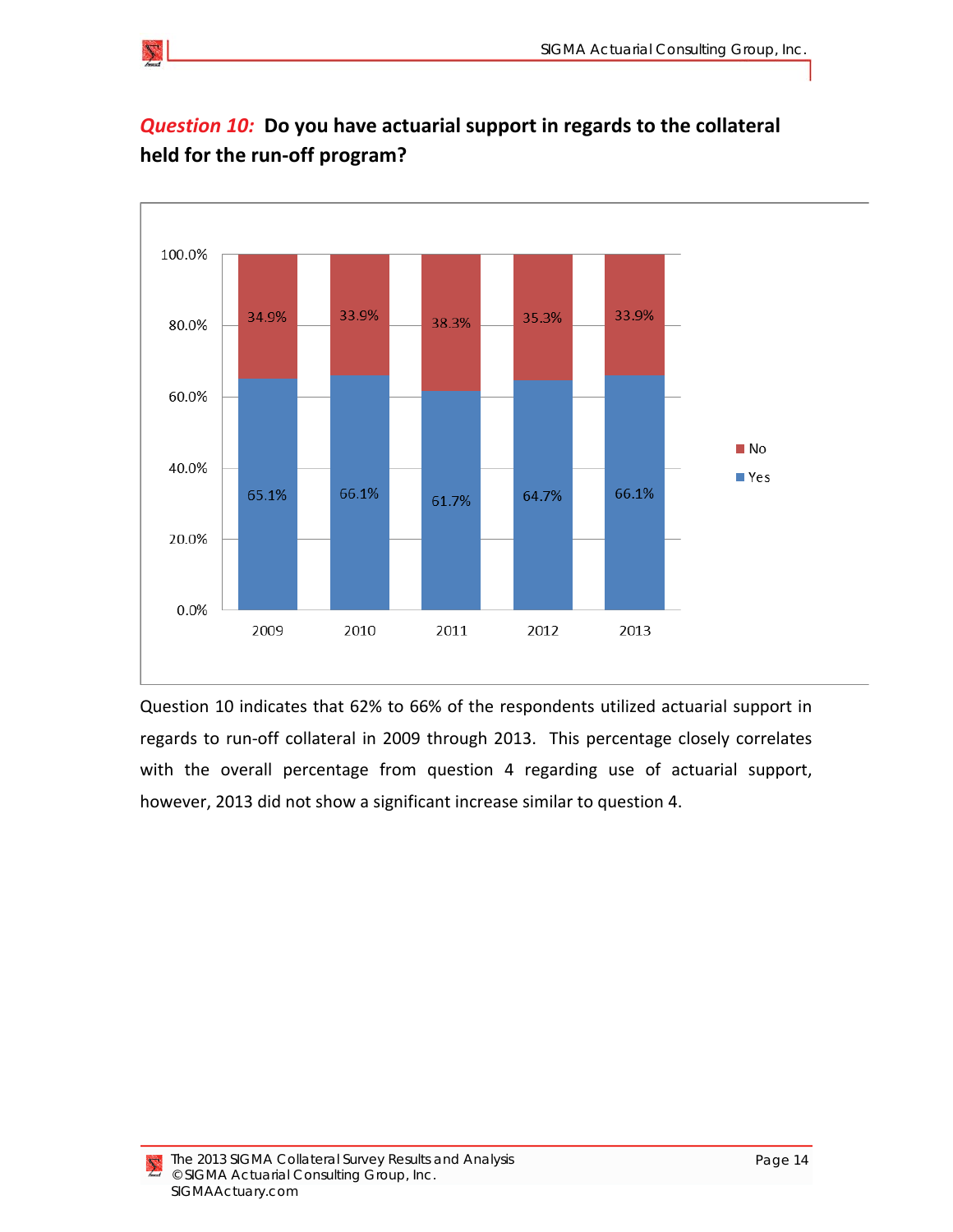***Question 10:*** **Do you have actuarial support in regards to the collateral held for the run-off program?**

| Year | Yes | No |
|---|---|---|
| 2009 | 65.1% | 34.9% |
| 2010 | 66.1% | 33.9% |
| 2011 | 61.7% | 38.3% |
| 2012 | 64.7% | 35.3% |
| 2013 | 66.1% | 33.9% |

Question 10 indicates that 62% to 66% of the respondents utilized actuarial support in regards to run-off collateral in 2009 through 2013. This percentage closely correlates with the overall percentage from question 4 regarding use of actuarial support, however, 2013 did not show a significant increase similar to question 4.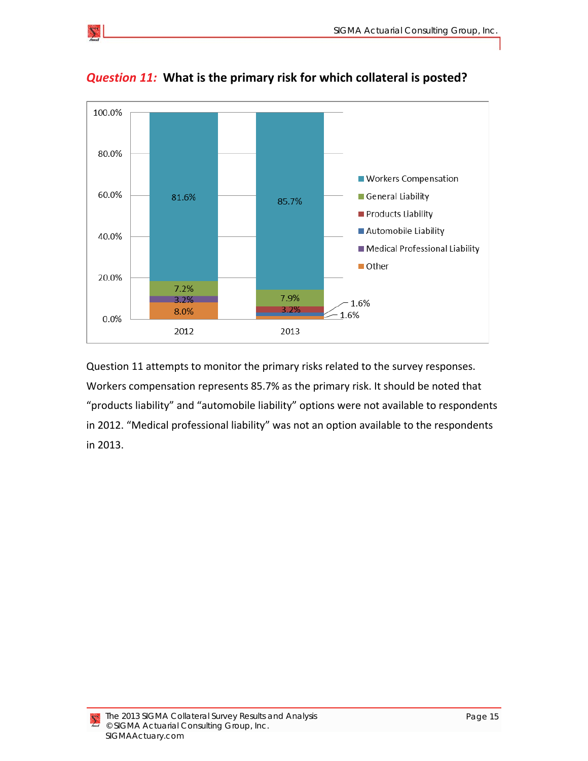## *Question 11:* What is the primary risk for which collateral is posted?

| | 2012 | 2013 |
|---|---|---|
| Workers Compensation | 81.6% | 85.7% |
| General Liability | 7.2% | 7.9% |
| Products Liability | | 3.2% |
| Automobile Liability | | 1.6% |
| Medical Professional Liability | 3.2% | |
| Other | 8.0% | 1.6% |

Question 11 attempts to monitor the primary risks related to the survey responses. Workers compensation represents 85.7% as the primary risk. It should be noted that "products liability" and "automobile liability" options were not available to respondents in 2012. "Medical professional liability" was not an option available to the respondents in 2013.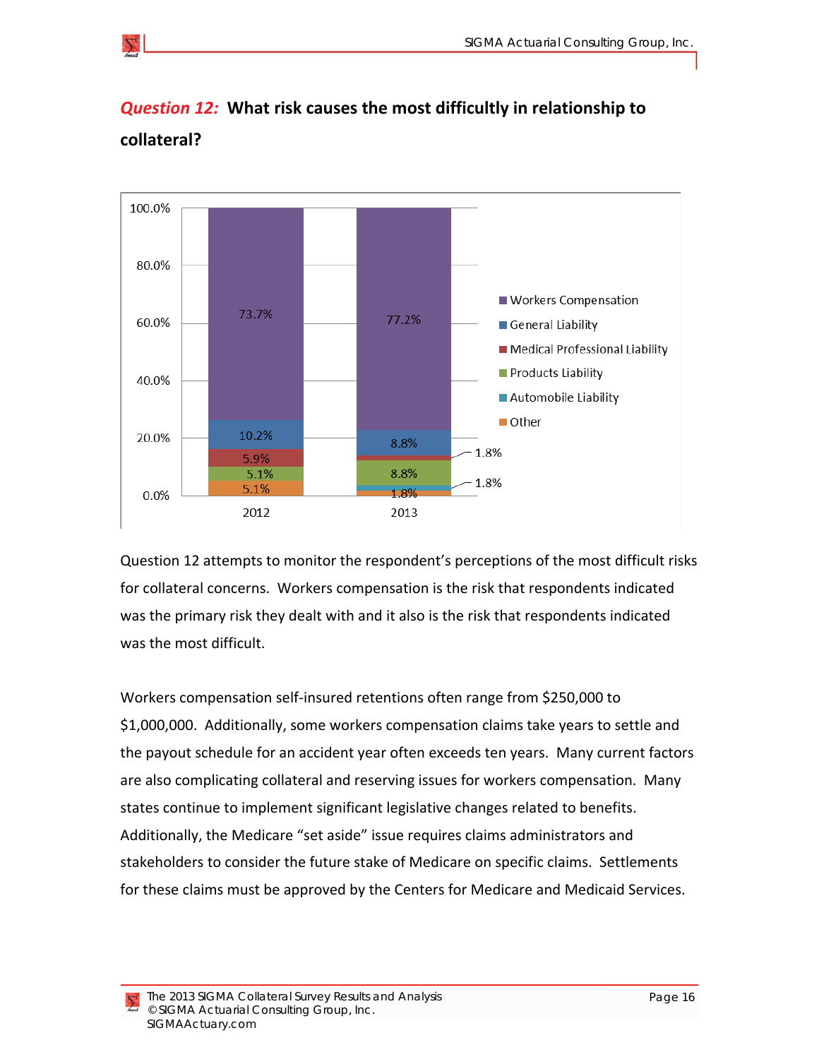## *Question 12:* What risk causes the most difficultly in relationship to collateral?

| Risk | 2012 | 2013 |
|---|---|---|
| Workers Compensation | 73.7% | 77.2% |
| General Liability | 10.2% | 8.8% |
| Medical Professional Liability | 5.9% | 1.8% |
| Products Liability | 5.1% | 8.8% |
| Automobile Liability | | 1.8% |
| Other | 5.1% | 1.8% |

Question 12 attempts to monitor the respondent's perceptions of the most difficult risks for collateral concerns. Workers compensation is the risk that respondents indicated was the primary risk they dealt with and it also is the risk that respondents indicated was the most difficult.

Workers compensation self-insured retentions often range from $250,000 to $1,000,000. Additionally, some workers compensation claims take years to settle and the payout schedule for an accident year often exceeds ten years. Many current factors are also complicating collateral and reserving issues for workers compensation. Many states continue to implement significant legislative changes related to benefits. Additionally, the Medicare "set aside" issue requires claims administrators and stakeholders to consider the future stake of Medicare on specific claims. Settlements for these claims must be approved by the Centers for Medicare and Medicaid Services.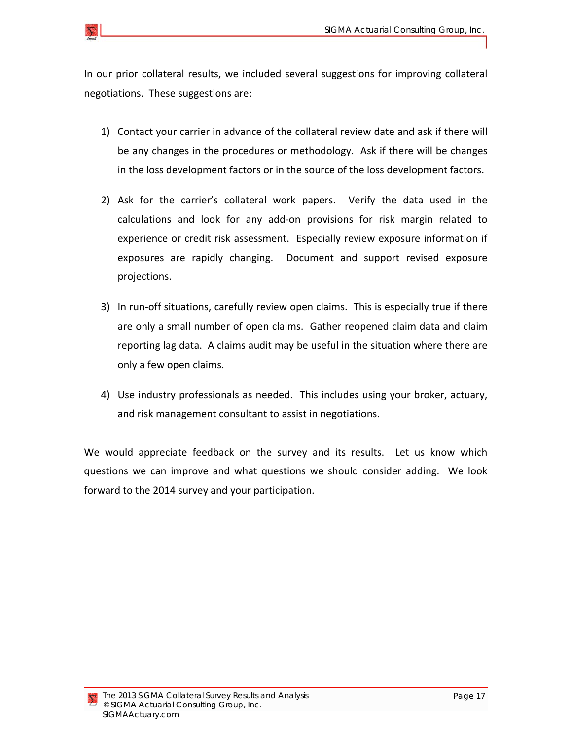In our prior collateral results, we included several suggestions for improving collateral negotiations. These suggestions are:

1) Contact your carrier in advance of the collateral review date and ask if there will be any changes in the procedures or methodology. Ask if there will be changes in the loss development factors or in the source of the loss development factors.

2) Ask for the carrier's collateral work papers. Verify the data used in the calculations and look for any add-on provisions for risk margin related to experience or credit risk assessment. Especially review exposure information if exposures are rapidly changing. Document and support revised exposure projections.

3) In run-off situations, carefully review open claims. This is especially true if there are only a small number of open claims. Gather reopened claim data and claim reporting lag data. A claims audit may be useful in the situation where there are only a few open claims.

4) Use industry professionals as needed. This includes using your broker, actuary, and risk management consultant to assist in negotiations.

We would appreciate feedback on the survey and its results. Let us know which questions we can improve and what questions we should consider adding. We look forward to the 2014 survey and your participation.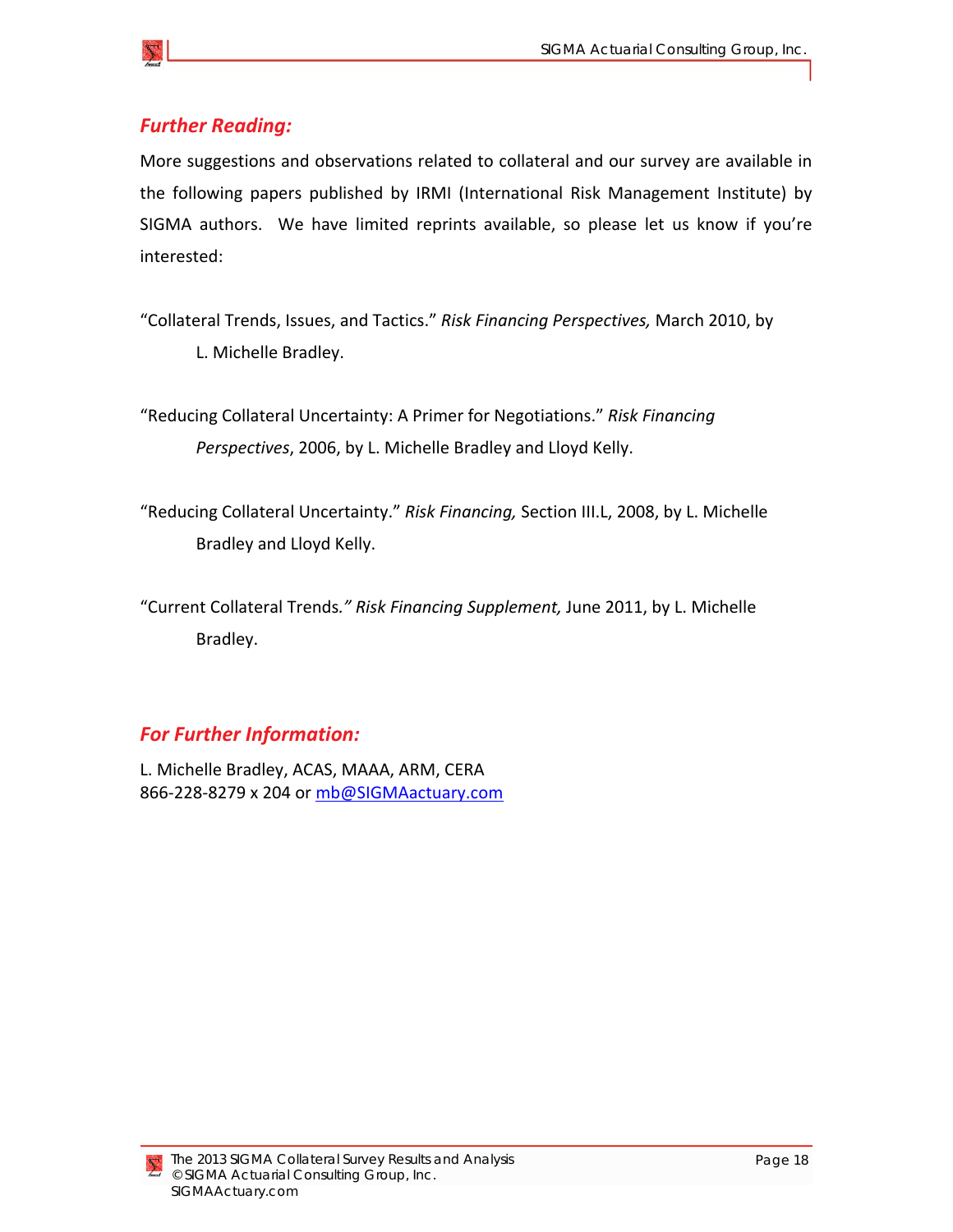## *Further Reading:*

More suggestions and observations related to collateral and our survey are available in the following papers published by IRMI (International Risk Management Institute) by SIGMA authors. We have limited reprints available, so please let us know if you're interested:

"Collateral Trends, Issues, and Tactics." *Risk Financing Perspectives,* March 2010, by L. Michelle Bradley.

"Reducing Collateral Uncertainty: A Primer for Negotiations." *Risk Financing Perspectives*, 2006, by L. Michelle Bradley and Lloyd Kelly.

"Reducing Collateral Uncertainty." *Risk Financing,* Section III.L, 2008, by L. Michelle Bradley and Lloyd Kelly.

"Current Collateral Trends." *Risk Financing Supplement,* June 2011, by L. Michelle Bradley.

## *For Further Information:*

L. Michelle Bradley, ACAS, MAAA, ARM, CERA
866-228-8279 x 204 or mb@SIGMAactuary.com